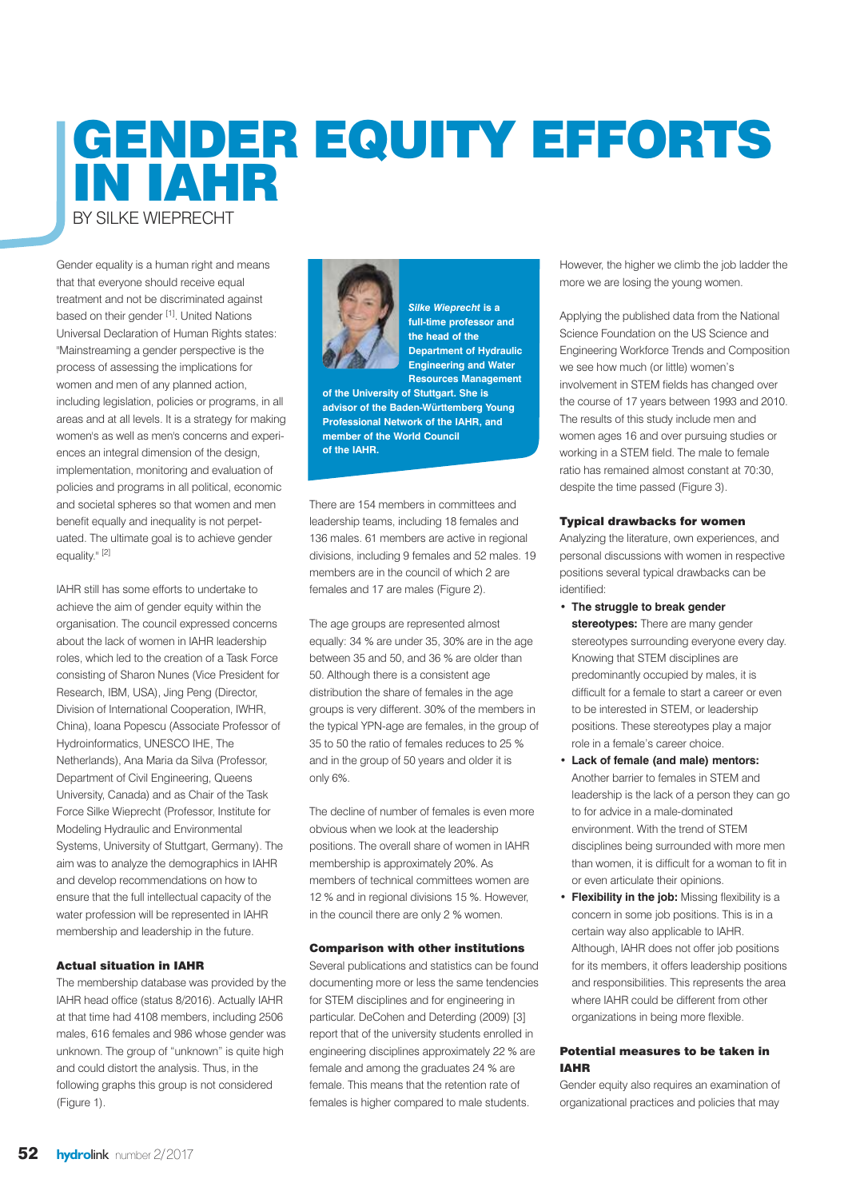# GENDER EQUITY EFFORTS IN IAHR

BY SILKE WIEPRECHT

Gender equality is a human right and means that that everyone should receive equal treatment and not be discriminated against based on their gender [1]. United Nations Universal Declaration of Human Rights states: "Mainstreaming a gender perspective is the process of assessing the implications for women and men of any planned action, including legislation, policies or programs, in all areas and at all levels. It is a strategy for making women's as well as men's concerns and experiences an integral dimension of the design, implementation, monitoring and evaluation of policies and programs in all political, economic and societal spheres so that women and men benefit equally and inequality is not perpetuated. The ultimate goal is to achieve gender equality." [2]

IAHR still has some efforts to undertake to achieve the aim of gender equity within the organisation. The council expressed concerns about the lack of women in IAHR leadership roles, which led to the creation of a Task Force consisting of Sharon Nunes (Vice President for Research, IBM, USA), Jing Peng (Director, Division of International Cooperation, IWHR, China), Ioana Popescu (Associate Professor of Hydroinformatics, UNESCO IHE, The Netherlands), Ana Maria da Silva (Professor, Department of Civil Engineering, Queens University, Canada) and as Chair of the Task Force Silke Wieprecht (Professor, Institute for Modeling Hydraulic and Environmental Systems, University of Stuttgart, Germany). The aim was to analyze the demographics in IAHR and develop recommendations on how to ensure that the full intellectual capacity of the water profession will be represented in IAHR membership and leadership in the future.

### Actual situation in IAHR

The membership database was provided by the IAHR head office (status 8/2016). Actually IAHR at that time had 4108 members, including 2506 males, 616 females and 986 whose gender was unknown. The group of "unknown" is quite high and could distort the analysis. Thus, in the following graphs this group is not considered (Figure 1).

***Silke Wieprecht* is a full-time professor and the head of the Department of Hydraulic Engineering and Water Resources Management of the University of Stuttgart. She is advisor of the Baden-Württemberg Young Professional Network of the IAHR, and member of the World Council of the IAHR.**

There are 154 members in committees and leadership teams, including 18 females and 136 males. 61 members are active in regional divisions, including 9 females and 52 males. 19 members are in the council of which 2 are females and 17 are males (Figure 2).

The age groups are represented almost equally: 34 % are under 35, 30% are in the age between 35 and 50, and 36 % are older than 50. Although there is a consistent age distribution the share of females in the age groups is very different. 30% of the members in the typical YPN-age are females, in the group of 35 to 50 the ratio of females reduces to 25 % and in the group of 50 years and older it is only 6%.

The decline of number of females is even more obvious when we look at the leadership positions. The overall share of women in IAHR membership is approximately 20%. As members of technical committees women are 12 % and in regional divisions 15 %. However, in the council there are only 2 % women.

### Comparison with other institutions

Several publications and statistics can be found documenting more or less the same tendencies for STEM disciplines and for engineering in particular. DeCohen and Deterding (2009) [3] report that of the university students enrolled in engineering disciplines approximately 22 % are female and among the graduates 24 % are female. This means that the retention rate of females is higher compared to male students.

However, the higher we climb the job ladder the more we are losing the young women.

Applying the published data from the National Science Foundation on the US Science and Engineering Workforce Trends and Composition we see how much (or little) women's involvement in STEM fields has changed over the course of 17 years between 1993 and 2010. The results of this study include men and women ages 16 and over pursuing studies or working in a STEM field. The male to female ratio has remained almost constant at 70:30, despite the time passed (Figure 3).

### Typical drawbacks for women

Analyzing the literature, own experiences, and personal discussions with women in respective positions several typical drawbacks can be identified:

- **The struggle to break gender stereotypes:** There are many gender stereotypes surrounding everyone every day. Knowing that STEM disciplines are predominantly occupied by males, it is difficult for a female to start a career or even to be interested in STEM, or leadership positions. These stereotypes play a major role in a female's career choice.
- **Lack of female (and male) mentors:** Another barrier to females in STEM and leadership is the lack of a person they can go to for advice in a male-dominated environment. With the trend of STEM disciplines being surrounded with more men than women, it is difficult for a woman to fit in or even articulate their opinions.
- **Flexibility in the job:** Missing flexibility is a concern in some job positions. This is in a certain way also applicable to IAHR. Although, IAHR does not offer job positions for its members, it offers leadership positions and responsibilities. This represents the area where IAHR could be different from other organizations in being more flexible.

### Potential measures to be taken in IAHR

Gender equity also requires an examination of organizational practices and policies that may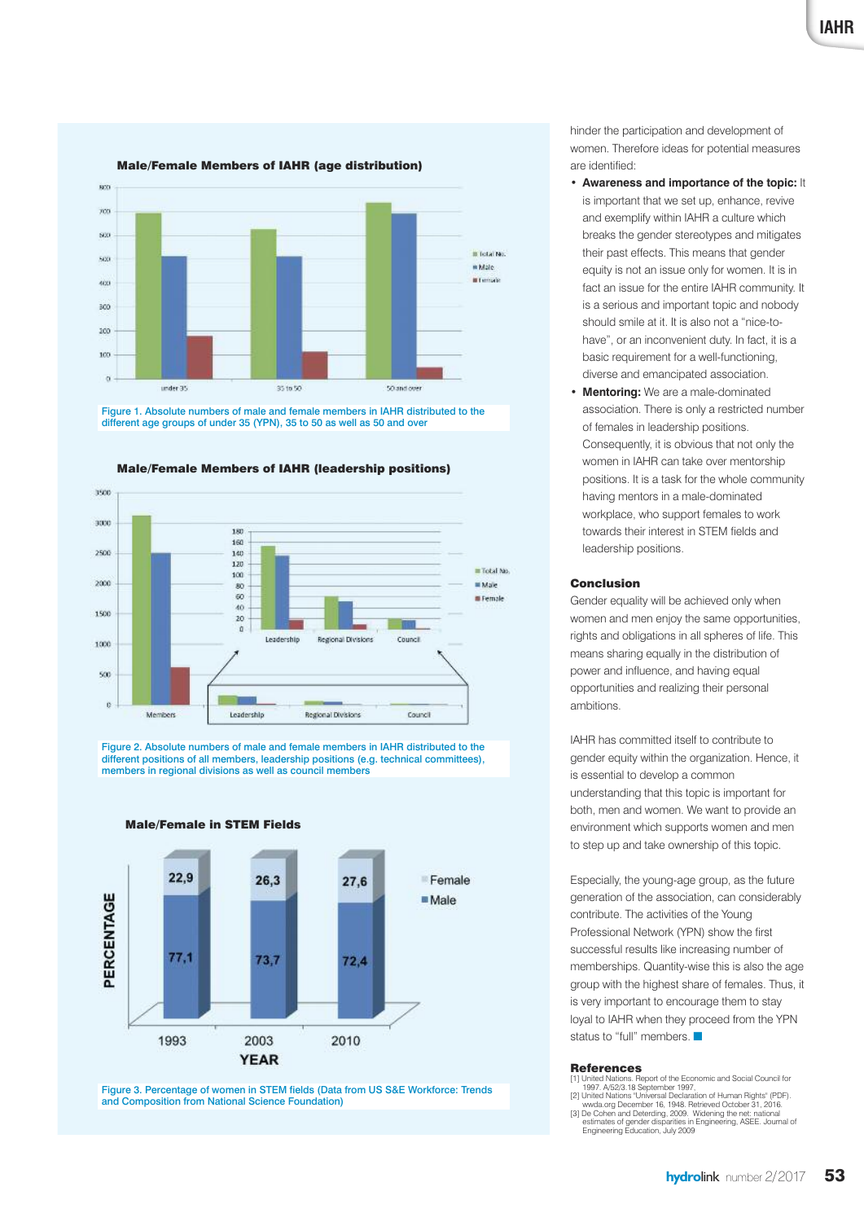Male/Female Members of IAHR (age distribution)

800
700
600
500
400
300
200
100
0

under 35
35 to 50
50 and over

Total No.
Male
Female

Figure 1. Absolute numbers of male and female members in IAHR distributed to the different age groups of under 35 (YPN), 35 to 50 as well as 50 and over

Male/Female Members of IAHR (leadership positions)

3500
3000
2500
2000
1500
1000
500
0

180
160
140
120
100
80
60
40
20
0

Leadership
Regional Divisions
Council

Members
Leadership
Regional Divisions
Council

Total No.
Male
Female

Figure 2. Absolute numbers of male and female members in IAHR distributed to the different positions of all members, leadership positions (e.g. technical committees), members in regional divisions as well as council members

Male/Female in STEM Fields

PERCENTAGE

22,9
26,3
27,6
77,1
73,7
72,4

1993
2003
2010

YEAR

Female
Male

Figure 3. Percentage of women in STEM fields (Data from US S&E Workforce: Trends and Composition from National Science Foundation)

hinder the participation and development of women. Therefore ideas for potential measures are identified:

- **Awareness and importance of the topic:** It is important that we set up, enhance, revive and exemplify within IAHR a culture which breaks the gender stereotypes and mitigates their past effects. This means that gender equity is not an issue only for women. It is in fact an issue for the entire IAHR community. It is a serious and important topic and nobody should smile at it. It is also not a "nice-to-have", or an inconvenient duty. In fact, it is a basic requirement for a well-functioning, diverse and emancipated association.
- **Mentoring:** We are a male-dominated association. There is only a restricted number of females in leadership positions. Consequently, it is obvious that not only the women in IAHR can take over mentorship positions. It is a task for the whole community having mentors in a male-dominated workplace, who support females to work towards their interest in STEM fields and leadership positions.

## Conclusion

Gender equality will be achieved only when women and men enjoy the same opportunities, rights and obligations in all spheres of life. This means sharing equally in the distribution of power and influence, and having equal opportunities and realizing their personal ambitions.

IAHR has committed itself to contribute to gender equity within the organization. Hence, it is essential to develop a common understanding that this topic is important for both, men and women. We want to provide an environment which supports women and men to step up and take ownership of this topic.

Especially, the young-age group, as the future generation of the association, can considerably contribute. The activities of the Young Professional Network (YPN) show the first successful results like increasing number of memberships. Quantity-wise this is also the age group with the highest share of females. Thus, it is very important to encourage them to stay loyal to IAHR when they proceed from the YPN status to "full" members. ■

## References

[1] United Nations. Report of the Economic and Social Council for 1997. A/52/3.18 September 1997.
[2] United Nations "Universal Declaration of Human Rights" (PDF). wwda.org December 16, 1948. Retrieved October 31, 2016.
[3] De Cohen and Deterding, 2009. Widening the net: national estimates of gender disparities in Engineering, ASEE. Journal of Engineering Education, July 2009